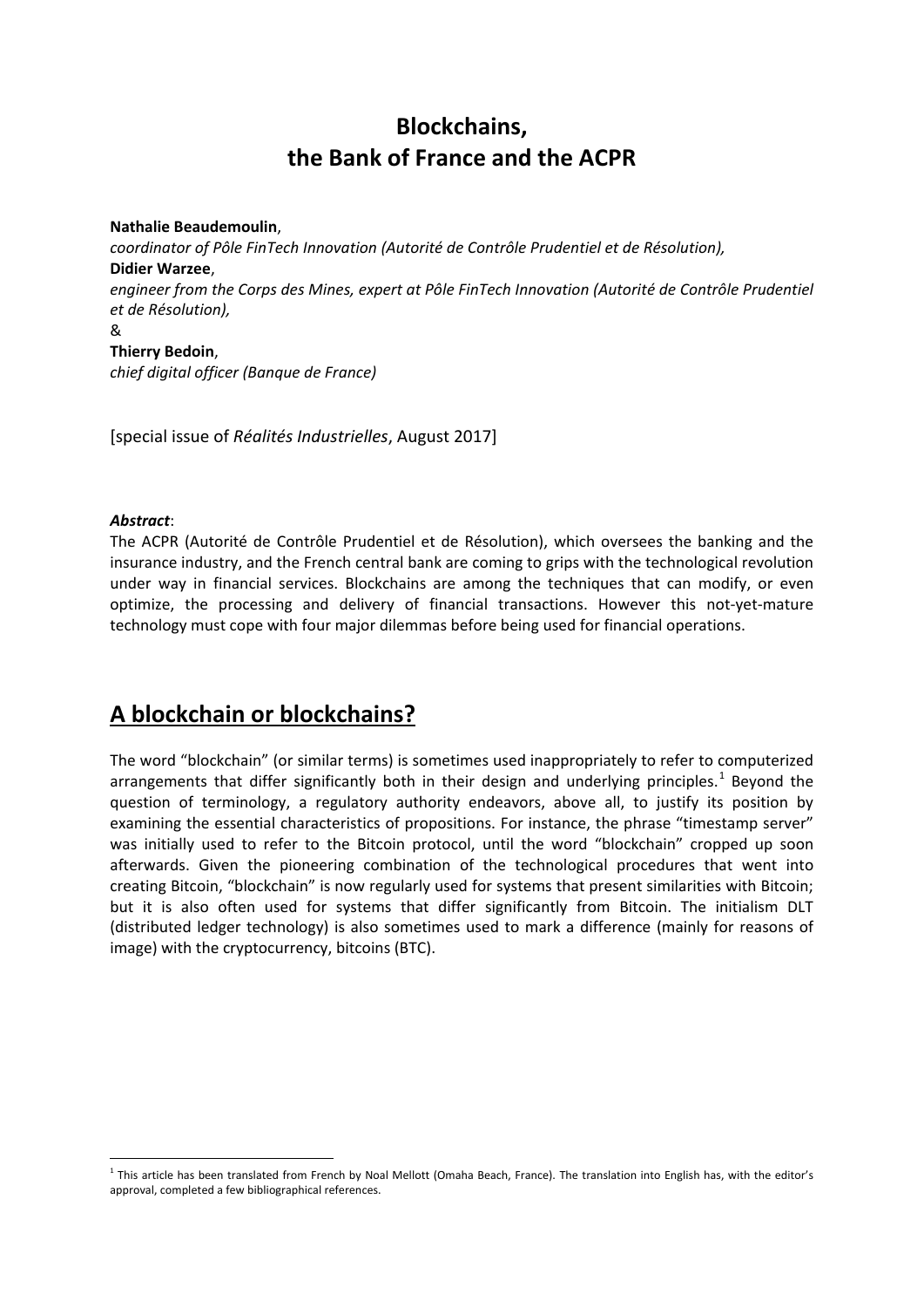# Blockchains, the Bank of France and the ACPR

**Nathalie Beaudemoulin**,
*coordinator of Pôle FinTech Innovation (Autorité de Contrôle Prudentiel et de Résolution),*
**Didier Warzee**,
*engineer from the Corps des Mines, expert at Pôle FinTech Innovation (Autorité de Contrôle Prudentiel et de Résolution),*
&
**Thierry Bedoin**,
*chief digital officer (Banque de France)*

[special issue of *Réalités Industrielles*, August 2017]

***Abstract***:
The ACPR (Autorité de Contrôle Prudentiel et de Résolution), which oversees the banking and the insurance industry, and the French central bank are coming to grips with the technological revolution under way in financial services. Blockchains are among the techniques that can modify, or even optimize, the processing and delivery of financial transactions. However this not-yet-mature technology must cope with four major dilemmas before being used for financial operations.

## A blockchain or blockchains?

The word "blockchain" (or similar terms) is sometimes used inappropriately to refer to computerized arrangements that differ significantly both in their design and underlying principles.[1] Beyond the question of terminology, a regulatory authority endeavors, above all, to justify its position by examining the essential characteristics of propositions. For instance, the phrase "timestamp server" was initially used to refer to the Bitcoin protocol, until the word "blockchain" cropped up soon afterwards. Given the pioneering combination of the technological procedures that went into creating Bitcoin, "blockchain" is now regularly used for systems that present similarities with Bitcoin; but it is also often used for systems that differ significantly from Bitcoin. The initialism DLT (distributed ledger technology) is also sometimes used to mark a difference (mainly for reasons of image) with the cryptocurrency, bitcoins (BTC).

[1] This article has been translated from French by Noal Mellott (Omaha Beach, France). The translation into English has, with the editor's approval, completed a few bibliographical references.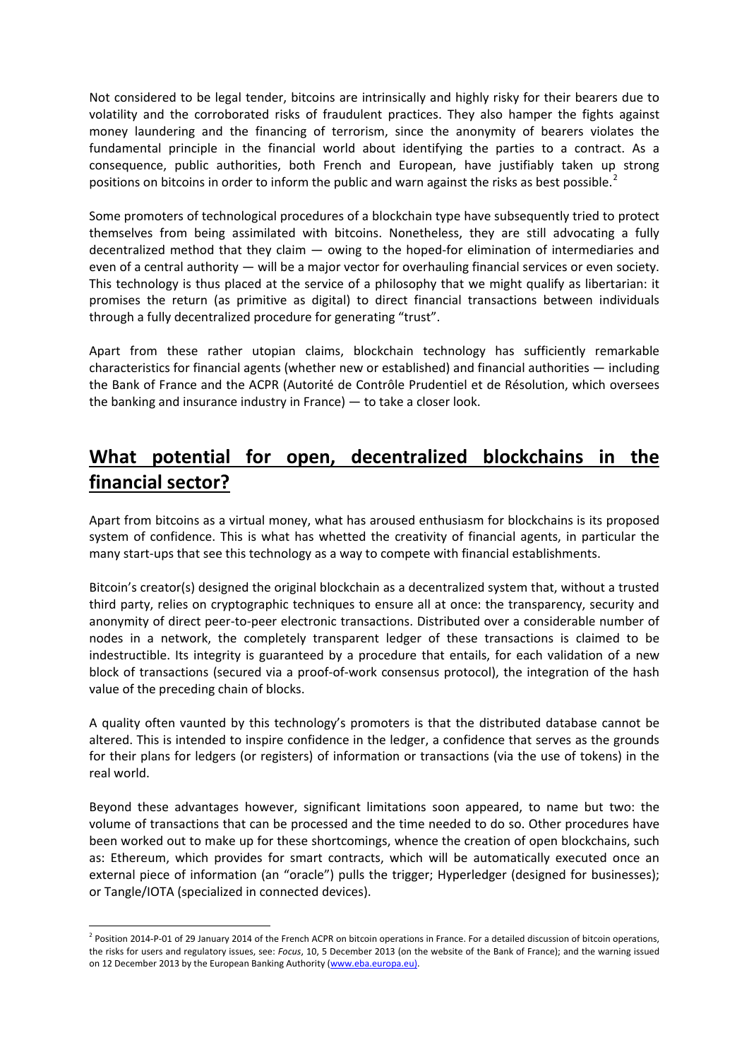Not considered to be legal tender, bitcoins are intrinsically and highly risky for their bearers due to volatility and the corroborated risks of fraudulent practices. They also hamper the fights against money laundering and the financing of terrorism, since the anonymity of bearers violates the fundamental principle in the financial world about identifying the parties to a contract. As a consequence, public authorities, both French and European, have justifiably taken up strong positions on bitcoins in order to inform the public and warn against the risks as best possible.[2]

Some promoters of technological procedures of a blockchain type have subsequently tried to protect themselves from being assimilated with bitcoins. Nonetheless, they are still advocating a fully decentralized method that they claim — owing to the hoped-for elimination of intermediaries and even of a central authority — will be a major vector for overhauling financial services or even society. This technology is thus placed at the service of a philosophy that we might qualify as libertarian: it promises the return (as primitive as digital) to direct financial transactions between individuals through a fully decentralized procedure for generating "trust".

Apart from these rather utopian claims, blockchain technology has sufficiently remarkable characteristics for financial agents (whether new or established) and financial authorities — including the Bank of France and the ACPR (Autorité de Contrôle Prudentiel et de Résolution, which oversees the banking and insurance industry in France) — to take a closer look.

## What potential for open, decentralized blockchains in the financial sector?

Apart from bitcoins as a virtual money, what has aroused enthusiasm for blockchains is its proposed system of confidence. This is what has whetted the creativity of financial agents, in particular the many start-ups that see this technology as a way to compete with financial establishments.

Bitcoin's creator(s) designed the original blockchain as a decentralized system that, without a trusted third party, relies on cryptographic techniques to ensure all at once: the transparency, security and anonymity of direct peer-to-peer electronic transactions. Distributed over a considerable number of nodes in a network, the completely transparent ledger of these transactions is claimed to be indestructible. Its integrity is guaranteed by a procedure that entails, for each validation of a new block of transactions (secured via a proof-of-work consensus protocol), the integration of the hash value of the preceding chain of blocks.

A quality often vaunted by this technology's promoters is that the distributed database cannot be altered. This is intended to inspire confidence in the ledger, a confidence that serves as the grounds for their plans for ledgers (or registers) of information or transactions (via the use of tokens) in the real world.

Beyond these advantages however, significant limitations soon appeared, to name but two: the volume of transactions that can be processed and the time needed to do so. Other procedures have been worked out to make up for these shortcomings, whence the creation of open blockchains, such as: Ethereum, which provides for smart contracts, which will be automatically executed once an external piece of information (an "oracle") pulls the trigger; Hyperledger (designed for businesses); or Tangle/IOTA (specialized in connected devices).

---

[2] Position 2014-P-01 of 29 January 2014 of the French ACPR on bitcoin operations in France. For a detailed discussion of bitcoin operations, the risks for users and regulatory issues, see: *Focus*, 10, 5 December 2013 (on the website of the Bank of France); and the warning issued on 12 December 2013 by the European Banking Authority (www.eba.europa.eu).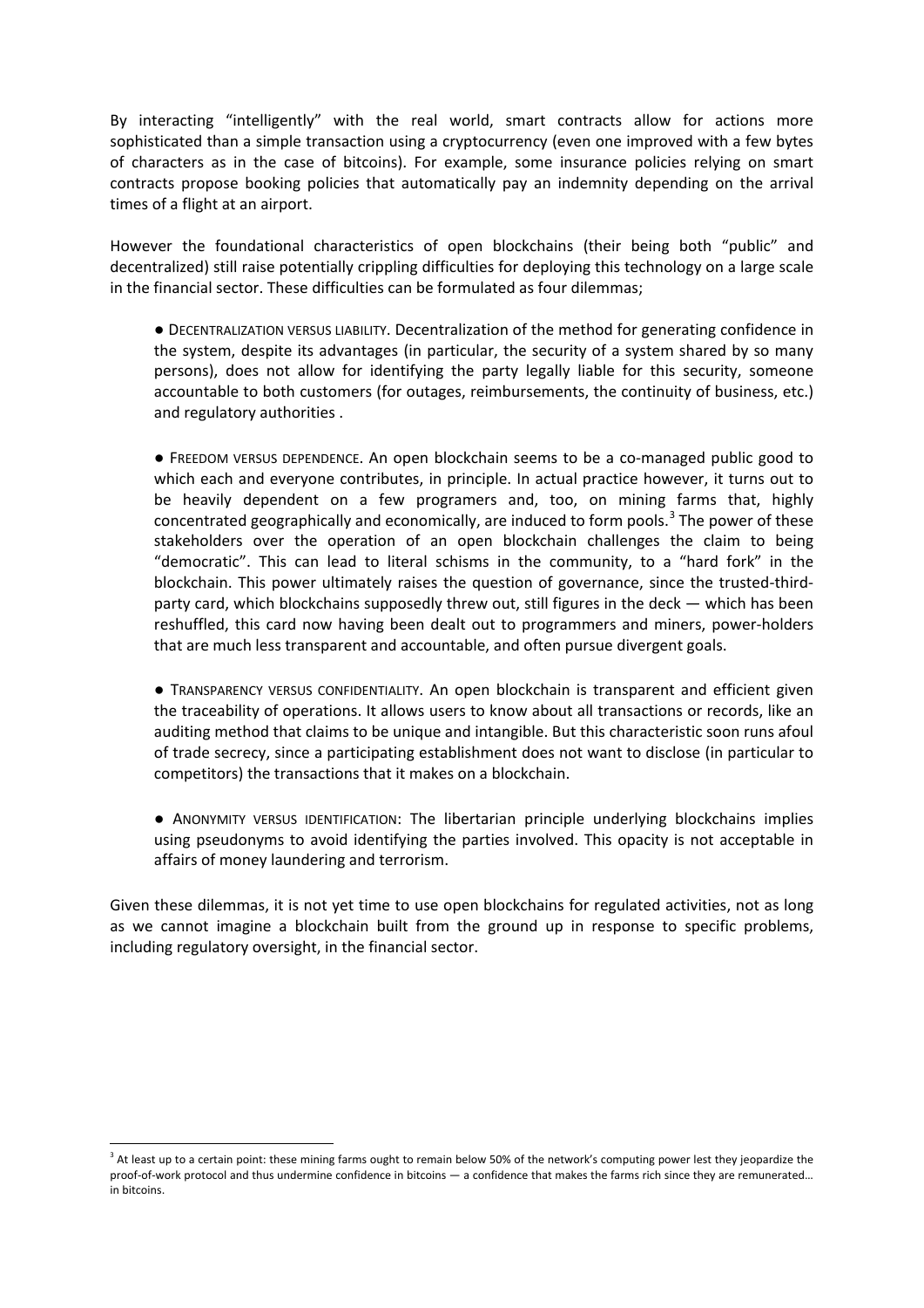By interacting "intelligently" with the real world, smart contracts allow for actions more sophisticated than a simple transaction using a cryptocurrency (even one improved with a few bytes of characters as in the case of bitcoins). For example, some insurance policies relying on smart contracts propose booking policies that automatically pay an indemnity depending on the arrival times of a flight at an airport.

However the foundational characteristics of open blockchains (their being both "public" and decentralized) still raise potentially crippling difficulties for deploying this technology on a large scale in the financial sector. These difficulties can be formulated as four dilemmas;

- DECENTRALIZATION VERSUS LIABILITY. Decentralization of the method for generating confidence in the system, despite its advantages (in particular, the security of a system shared by so many persons), does not allow for identifying the party legally liable for this security, someone accountable to both customers (for outages, reimbursements, the continuity of business, etc.) and regulatory authorities .

- FREEDOM VERSUS DEPENDENCE. An open blockchain seems to be a co-managed public good to which each and everyone contributes, in principle. In actual practice however, it turns out to be heavily dependent on a few programers and, too, on mining farms that, highly concentrated geographically and economically, are induced to form pools.[3] The power of these stakeholders over the operation of an open blockchain challenges the claim to being "democratic". This can lead to literal schisms in the community, to a "hard fork" in the blockchain. This power ultimately raises the question of governance, since the trusted-third-party card, which blockchains supposedly threw out, still figures in the deck — which has been reshuffled, this card now having been dealt out to programmers and miners, power-holders that are much less transparent and accountable, and often pursue divergent goals.

- TRANSPARENCY VERSUS CONFIDENTIALITY. An open blockchain is transparent and efficient given the traceability of operations. It allows users to know about all transactions or records, like an auditing method that claims to be unique and intangible. But this characteristic soon runs afoul of trade secrecy, since a participating establishment does not want to disclose (in particular to competitors) the transactions that it makes on a blockchain.

- ANONYMITY VERSUS IDENTIFICATION: The libertarian principle underlying blockchains implies using pseudonyms to avoid identifying the parties involved. This opacity is not acceptable in affairs of money laundering and terrorism.

Given these dilemmas, it is not yet time to use open blockchains for regulated activities, not as long as we cannot imagine a blockchain built from the ground up in response to specific problems, including regulatory oversight, in the financial sector.

---

[3] At least up to a certain point: these mining farms ought to remain below 50% of the network's computing power lest they jeopardize the proof-of-work protocol and thus undermine confidence in bitcoins — a confidence that makes the farms rich since they are remunerated… in bitcoins.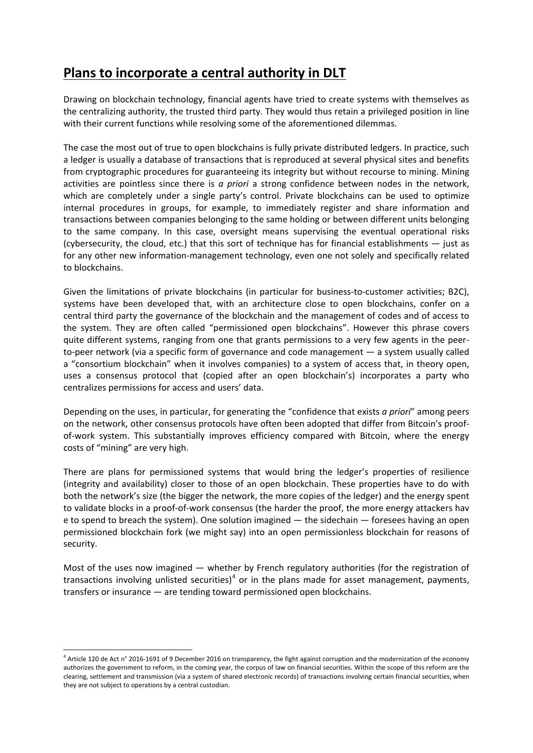# Plans to incorporate a central authority in DLT

Drawing on blockchain technology, financial agents have tried to create systems with themselves as the centralizing authority, the trusted third party. They would thus retain a privileged position in line with their current functions while resolving some of the aforementioned dilemmas.

The case the most out of true to open blockchains is fully private distributed ledgers. In practice, such a ledger is usually a database of transactions that is reproduced at several physical sites and benefits from cryptographic procedures for guaranteeing its integrity but without recourse to mining. Mining activities are pointless since there is *a priori* a strong confidence between nodes in the network, which are completely under a single party's control. Private blockchains can be used to optimize internal procedures in groups, for example, to immediately register and share information and transactions between companies belonging to the same holding or between different units belonging to the same company. In this case, oversight means supervising the eventual operational risks (cybersecurity, the cloud, etc.) that this sort of technique has for financial establishments — just as for any other new information-management technology, even one not solely and specifically related to blockchains.

Given the limitations of private blockchains (in particular for business-to-customer activities; B2C), systems have been developed that, with an architecture close to open blockchains, confer on a central third party the governance of the blockchain and the management of codes and of access to the system. They are often called "permissioned open blockchains". However this phrase covers quite different systems, ranging from one that grants permissions to a very few agents in the peer-to-peer network (via a specific form of governance and code management — a system usually called a "consortium blockchain" when it involves companies) to a system of access that, in theory open, uses a consensus protocol that (copied after an open blockchain's) incorporates a party who centralizes permissions for access and users' data.

Depending on the uses, in particular, for generating the "confidence that exists *a priori*" among peers on the network, other consensus protocols have often been adopted that differ from Bitcoin's proof-of-work system. This substantially improves efficiency compared with Bitcoin, where the energy costs of "mining" are very high.

There are plans for permissioned systems that would bring the ledger's properties of resilience (integrity and availability) closer to those of an open blockchain. These properties have to do with both the network's size (the bigger the network, the more copies of the ledger) and the energy spent to validate blocks in a proof-of-work consensus (the harder the proof, the more energy attackers hav e to spend to breach the system). One solution imagined — the sidechain — foresees having an open permissioned blockchain fork (we might say) into an open permissionless blockchain for reasons of security.

Most of the uses now imagined — whether by French regulatory authorities (for the registration of transactions involving unlisted securities)[4] or in the plans made for asset management, payments, transfers or insurance — are tending toward permissioned open blockchains.

---

[4] Article 120 de Act n° 2016-1691 of 9 December 2016 on transparency, the fight against corruption and the modernization of the economy authorizes the government to reform, in the coming year, the corpus of law on financial securities. Within the scope of this reform are the clearing, settlement and transmission (via a system of shared electronic records) of transactions involving certain financial securities, when they are not subject to operations by a central custodian.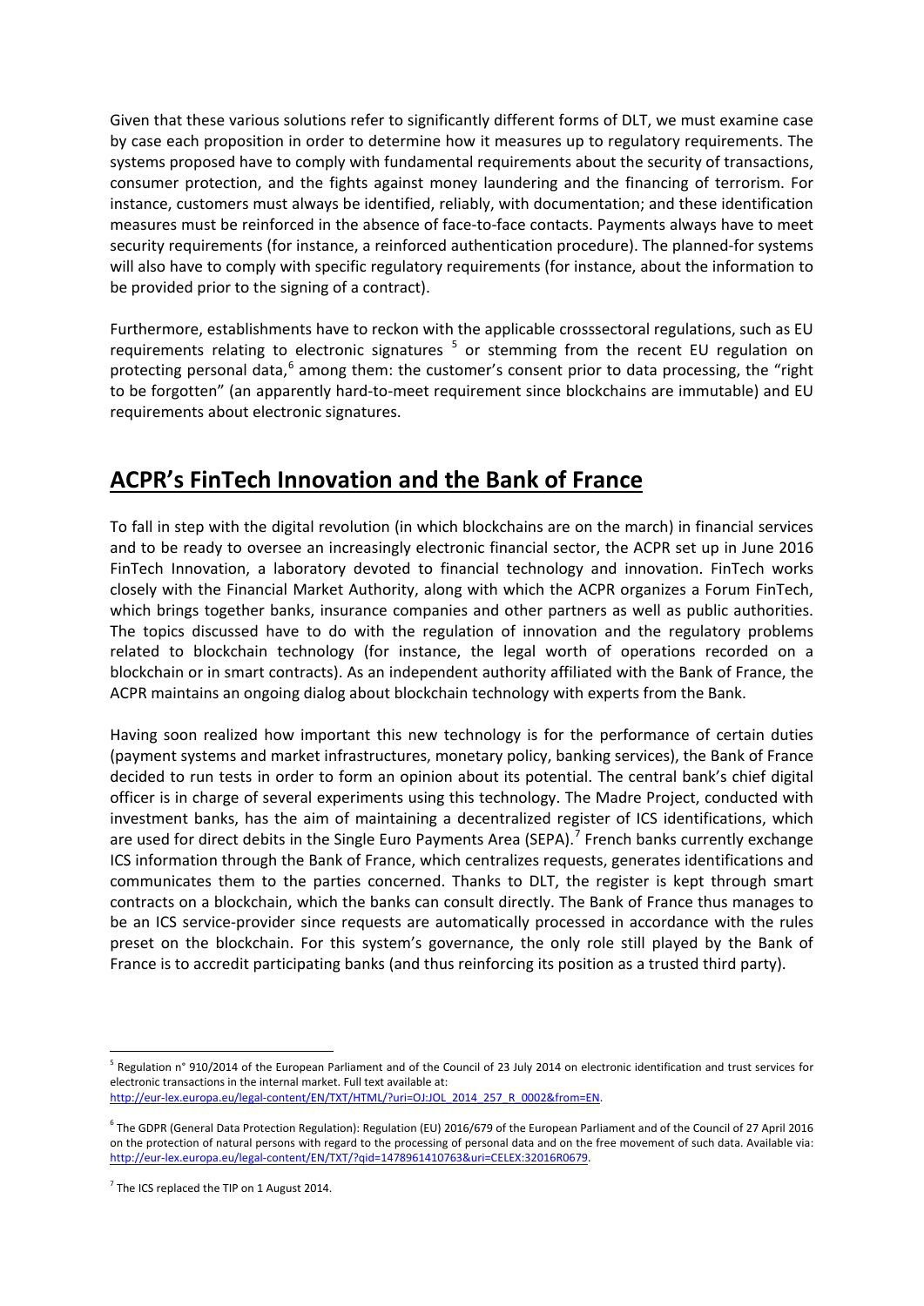Given that these various solutions refer to significantly different forms of DLT, we must examine case by case each proposition in order to determine how it measures up to regulatory requirements. The systems proposed have to comply with fundamental requirements about the security of transactions, consumer protection, and the fights against money laundering and the financing of terrorism. For instance, customers must always be identified, reliably, with documentation; and these identification measures must be reinforced in the absence of face-to-face contacts. Payments always have to meet security requirements (for instance, a reinforced authentication procedure). The planned-for systems will also have to comply with specific regulatory requirements (for instance, about the information to be provided prior to the signing of a contract).

Furthermore, establishments have to reckon with the applicable crosssectoral regulations, such as EU requirements relating to electronic signatures [5] or stemming from the recent EU regulation on protecting personal data,[6] among them: the customer's consent prior to data processing, the "right to be forgotten" (an apparently hard-to-meet requirement since blockchains are immutable) and EU requirements about electronic signatures.

## ACPR's FinTech Innovation and the Bank of France

To fall in step with the digital revolution (in which blockchains are on the march) in financial services and to be ready to oversee an increasingly electronic financial sector, the ACPR set up in June 2016 FinTech Innovation, a laboratory devoted to financial technology and innovation. FinTech works closely with the Financial Market Authority, along with which the ACPR organizes a Forum FinTech, which brings together banks, insurance companies and other partners as well as public authorities. The topics discussed have to do with the regulation of innovation and the regulatory problems related to blockchain technology (for instance, the legal worth of operations recorded on a blockchain or in smart contracts). As an independent authority affiliated with the Bank of France, the ACPR maintains an ongoing dialog about blockchain technology with experts from the Bank.

Having soon realized how important this new technology is for the performance of certain duties (payment systems and market infrastructures, monetary policy, banking services), the Bank of France decided to run tests in order to form an opinion about its potential. The central bank's chief digital officer is in charge of several experiments using this technology. The Madre Project, conducted with investment banks, has the aim of maintaining a decentralized register of ICS identifications, which are used for direct debits in the Single Euro Payments Area (SEPA).[7] French banks currently exchange ICS information through the Bank of France, which centralizes requests, generates identifications and communicates them to the parties concerned. Thanks to DLT, the register is kept through smart contracts on a blockchain, which the banks can consult directly. The Bank of France thus manages to be an ICS service-provider since requests are automatically processed in accordance with the rules preset on the blockchain. For this system's governance, the only role still played by the Bank of France is to accredit participating banks (and thus reinforcing its position as a trusted third party).

---

[5] Regulation n° 910/2014 of the European Parliament and of the Council of 23 July 2014 on electronic identification and trust services for electronic transactions in the internal market. Full text available at: http://eur-lex.europa.eu/legal-content/EN/TXT/HTML/?uri=OJ:JOL_2014_257_R_0002&from=EN.

[6] The GDPR (General Data Protection Regulation): Regulation (EU) 2016/679 of the European Parliament and of the Council of 27 April 2016 on the protection of natural persons with regard to the processing of personal data and on the free movement of such data. Available via: http://eur-lex.europa.eu/legal-content/EN/TXT/?qid=1478961410763&uri=CELEX:32016R0679.

[7] The ICS replaced the TIP on 1 August 2014.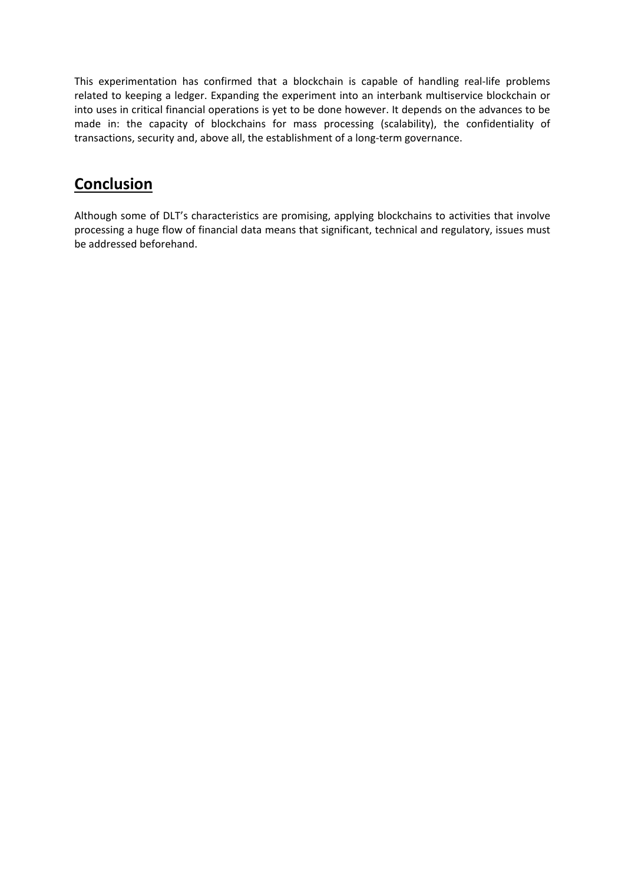This experimentation has confirmed that a blockchain is capable of handling real-life problems related to keeping a ledger. Expanding the experiment into an interbank multiservice blockchain or into uses in critical financial operations is yet to be done however. It depends on the advances to be made in: the capacity of blockchains for mass processing (scalability), the confidentiality of transactions, security and, above all, the establishment of a long-term governance.

## Conclusion

Although some of DLT's characteristics are promising, applying blockchains to activities that involve processing a huge flow of financial data means that significant, technical and regulatory, issues must be addressed beforehand.